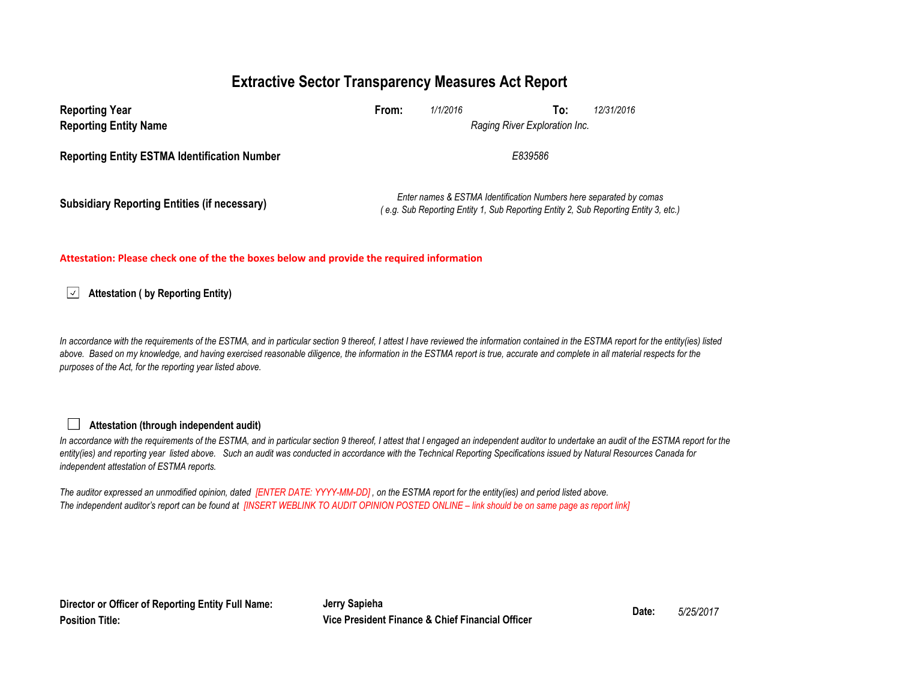# Extractive Sector Transparency Measures Act Report

| | | | | |
|---|---|---|---|---|
| **Reporting Year** | **From:** | *1/1/2016* | **To:** | *12/31/2016* |
| **Reporting Entity Name** | | *Raging River Exploration Inc.* | | |
| **Reporting Entity ESTMA Identification Number** | | *E839586* | | |
| **Subsidiary Reporting Entities (if necessary)** | | *Enter names & ESTMA Identification Numbers here separated by comas ( e.g. Sub Reporting Entity 1, Sub Reporting Entity 2, Sub Reporting Entity 3, etc.)* | | |

**Attestation: Please check one of the the boxes below and provide the required information**

☑ **Attestation ( by Reporting Entity)**

*In accordance with the requirements of the ESTMA, and in particular section 9 thereof, I attest I have reviewed the information contained in the ESTMA report for the entity(ies) listed above. Based on my knowledge, and having exercised reasonable diligence, the information in the ESTMA report is true, accurate and complete in all material respects for the purposes of the Act, for the reporting year listed above.*

☐ **Attestation (through independent audit)**

*In accordance with the requirements of the ESTMA, and in particular section 9 thereof, I attest that I engaged an independent auditor to undertake an audit of the ESTMA report for the entity(ies) and reporting year listed above. Such an audit was conducted in accordance with the Technical Reporting Specifications issued by Natural Resources Canada for independent attestation of ESTMA reports.*

*The auditor expressed an unmodified opinion, dated [ENTER DATE: YYYY-MM-DD] , on the ESTMA report for the entity(ies) and period listed above.*
*The independent auditor's report can be found at [INSERT WEBLINK TO AUDIT OPINION POSTED ONLINE – link should be on same page as report link]*

| | | | |
|---|---|---|---|
| **Director or Officer of Reporting Entity Full Name:** | **Jerry Sapieha** | **Date:** | *5/25/2017* |
| **Position Title:** | **Vice President Finance & Chief Financial Officer** | | |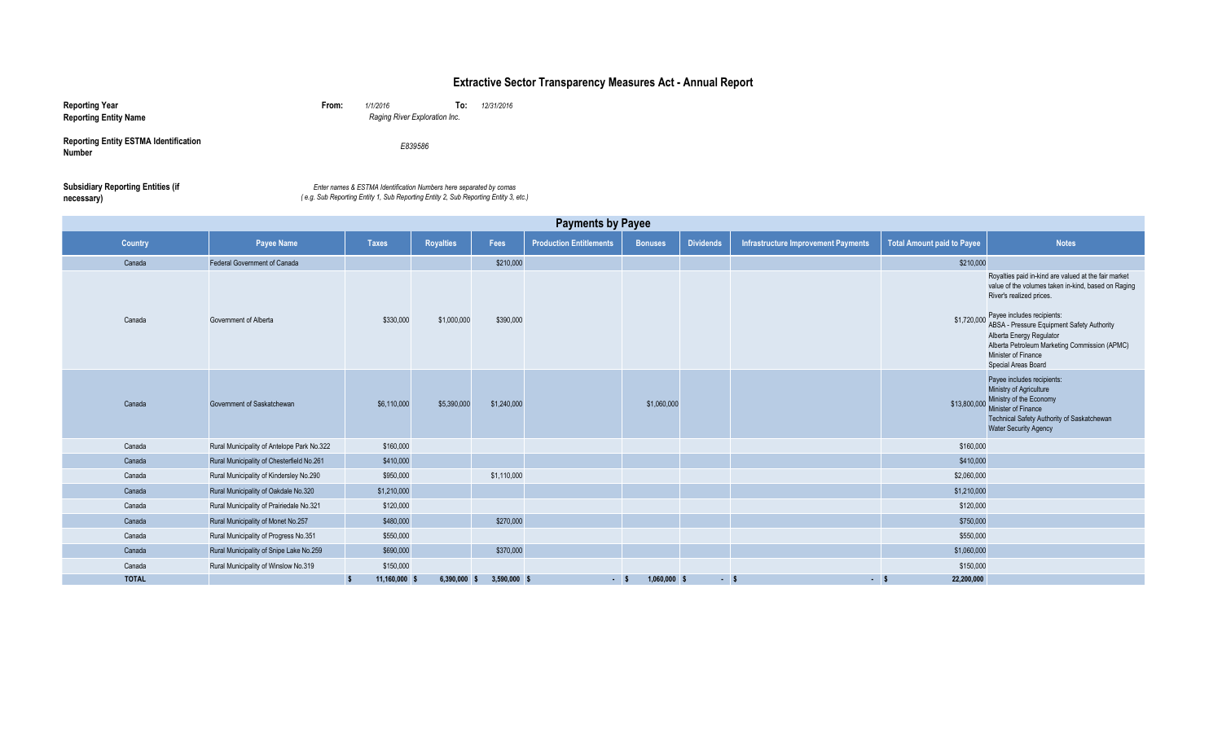# Extractive Sector Transparency Measures Act - Annual Report

**Reporting Year** **From:** *1/1/2016* **To:** *12/31/2016*

**Reporting Entity Name** *Raging River Exploration Inc.*

**Reporting Entity ESTMA Identification Number** *E839586*

**Subsidiary Reporting Entities (if necessary)** *Enter names & ESTMA Identification Numbers here separated by comas ( e.g. Sub Reporting Entity 1, Sub Reporting Entity 2, Sub Reporting Entity 3, etc.)*

## Payments by Payee

| Country | Payee Name | Taxes | Royalties | Fees | Production Entitlements | Bonuses | Dividends | Infrastructure Improvement Payments | Total Amount paid to Payee | Notes |
|---|---|---|---|---|---|---|---|---|---|---|
| Canada | Federal Government of Canada | | | $210,000 | | | | | $210,000 | |
| Canada | Government of Alberta | $330,000 | $1,000,000 | $390,000 | | | | | $1,720,000 | Royalties paid in-kind are valued at the fair market value of the volumes taken in-kind, based on Raging River's realized prices. Payee includes recipients: ABSA - Pressure Equipment Safety Authority, Alberta Energy Regulator, Alberta Petroleum Marketing Commission (APMC), Minister of Finance, Special Areas Board |
| Canada | Government of Saskatchewan | $6,110,000 | $5,390,000 | $1,240,000 | | $1,060,000 | | | $13,800,000 | Payee includes recipients: Ministry of Agriculture, Ministry of the Economy, Minister of Finance, Technical Safety Authority of Saskatchewan, Water Security Agency |
| Canada | Rural Municipality of Antelope Park No.322 | $160,000 | | | | | | | $160,000 | |
| Canada | Rural Municipality of Chesterfield No.261 | $410,000 | | | | | | | $410,000 | |
| Canada | Rural Municipality of Kindersley No.290 | $950,000 | | $1,110,000 | | | | | $2,060,000 | |
| Canada | Rural Municipality of Oakdale No.320 | $1,210,000 | | | | | | | $1,210,000 | |
| Canada | Rural Municipality of Prairiedale No.321 | $120,000 | | | | | | | $120,000 | |
| Canada | Rural Municipality of Monet No.257 | $480,000 | | $270,000 | | | | | $750,000 | |
| Canada | Rural Municipality of Progress No.351 | $550,000 | | | | | | | $550,000 | |
| Canada | Rural Municipality of Snipe Lake No.259 | $690,000 | | $370,000 | | | | | $1,060,000 | |
| Canada | Rural Municipality of Winslow No.319 | $150,000 | | | | | | | $150,000 | |
| **TOTAL** | | **$ 11,160,000** | **$ 6,390,000** | **$ 3,590,000** | **$ -** | **$ 1,060,000** | **$ -** | **$ -** | **$ 22,200,000** | |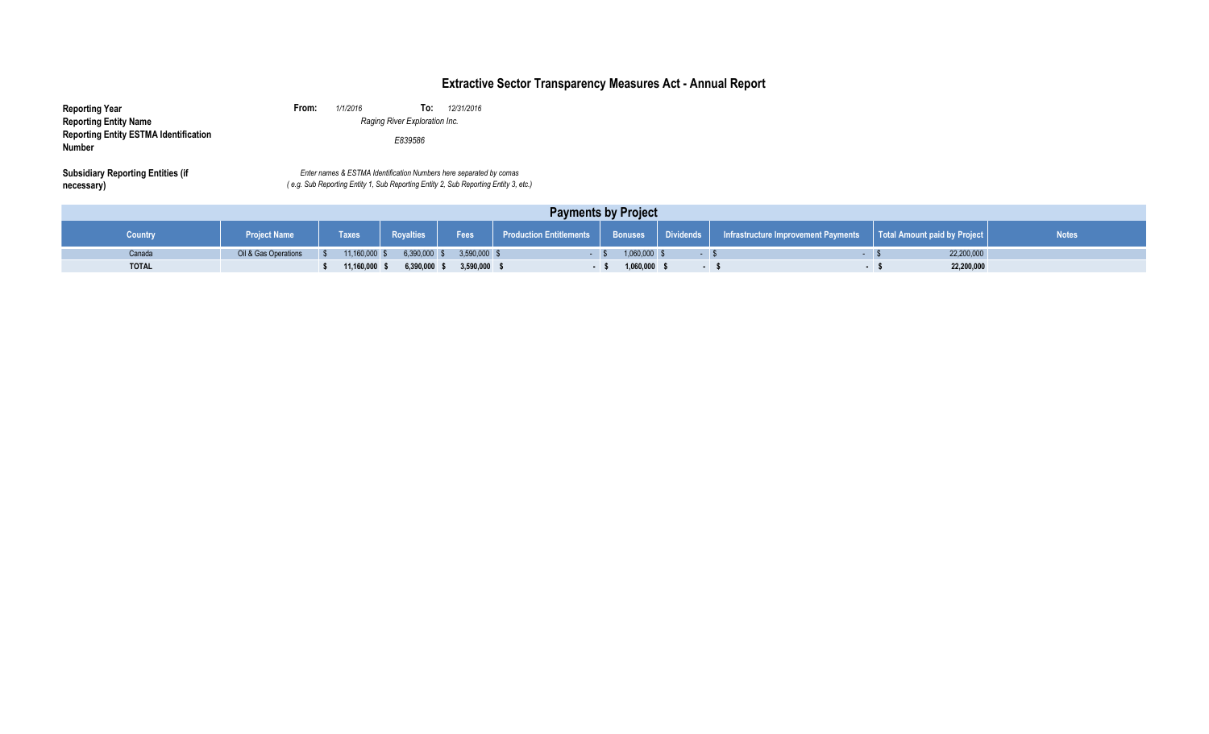# Extractive Sector Transparency Measures Act - Annual Report

**Reporting Year** **From:** *1/1/2016* **To:** *12/31/2016*

**Reporting Entity Name** *Raging River Exploration Inc.*

**Reporting Entity ESTMA Identification Number** *E839586*

**Subsidiary Reporting Entities (if necessary)** *Enter names & ESTMA Identification Numbers here separated by comas ( e.g. Sub Reporting Entity 1, Sub Reporting Entity 2, Sub Reporting Entity 3, etc.)*

## Payments by Project

| Country | Project Name | Taxes | Royalties | Fees | Production Entitlements | Bonuses | Dividends | Infrastructure Improvement Payments | Total Amount paid by Project | Notes |
|---|---|---|---|---|---|---|---|---|---|---|
| Canada | Oil & Gas Operations | $ 11,160,000 | $ 6,390,000 | $ 3,590,000 | $ - | $ 1,060,000 | $ - | $ - | $ 22,200,000 | |
| **TOTAL** | | **$ 11,160,000** | **$ 6,390,000** | **$ 3,590,000** | **$ -** | **$ 1,060,000** | **$ -** | **$ -** | **$ 22,200,000** | |